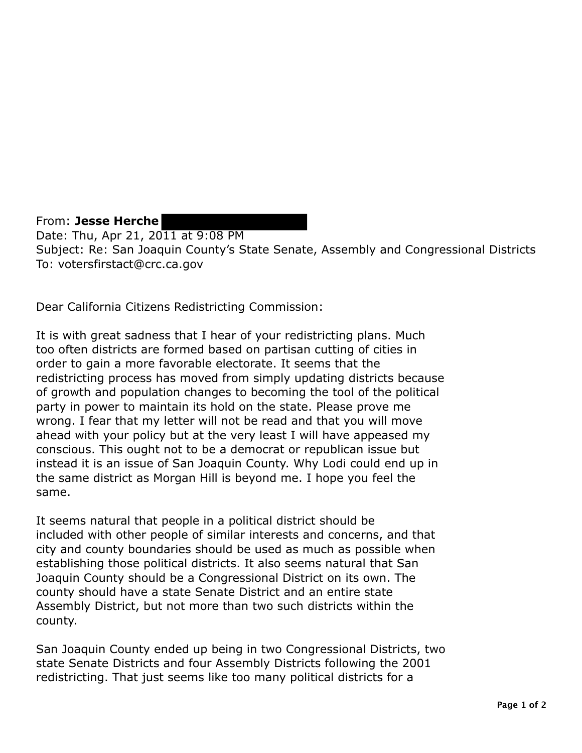From: **Jesse Herche**
Date: Thu, Apr 21, 2011 at 9:08 PM
Subject: Re: San Joaquin County's State Senate, Assembly and Congressional Districts
To: votersfirstact@crc.ca.gov

Dear California Citizens Redistricting Commission:

It is with great sadness that I hear of your redistricting plans. Much too often districts are formed based on partisan cutting of cities in order to gain a more favorable electorate. It seems that the redistricting process has moved from simply updating districts because of growth and population changes to becoming the tool of the political party in power to maintain its hold on the state. Please prove me wrong. I fear that my letter will not be read and that you will move ahead with your policy but at the very least I will have appeased my conscious. This ought not to be a democrat or republican issue but instead it is an issue of San Joaquin County. Why Lodi could end up in the same district as Morgan Hill is beyond me. I hope you feel the same.

It seems natural that people in a political district should be included with other people of similar interests and concerns, and that city and county boundaries should be used as much as possible when establishing those political districts. It also seems natural that San Joaquin County should be a Congressional District on its own. The county should have a state Senate District and an entire state Assembly District, but not more than two such districts within the county.

San Joaquin County ended up being in two Congressional Districts, two state Senate Districts and four Assembly Districts following the 2001 redistricting. That just seems like too many political districts for a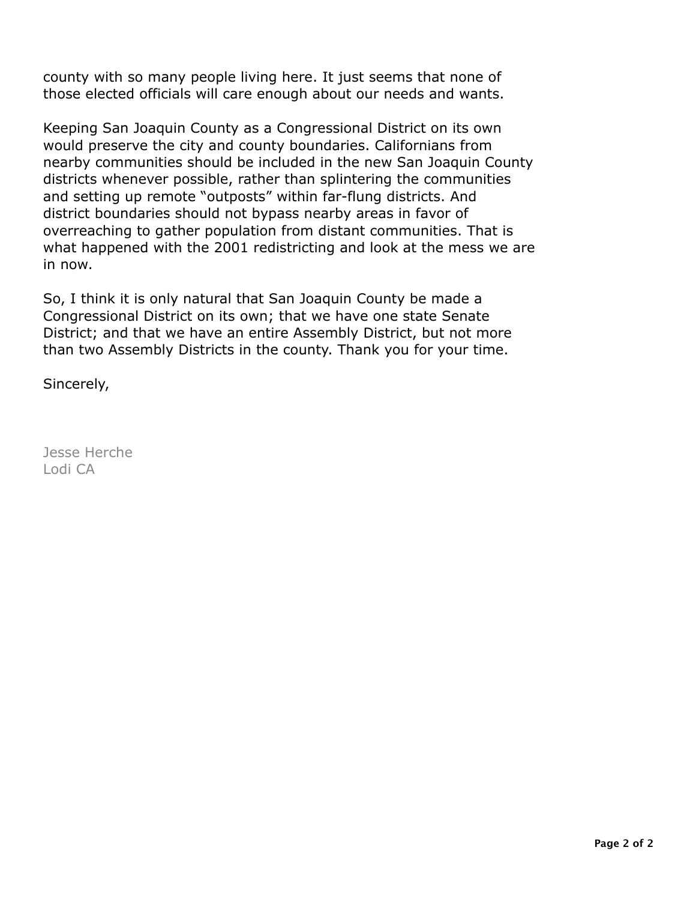county with so many people living here. It just seems that none of those elected officials will care enough about our needs and wants.

Keeping San Joaquin County as a Congressional District on its own would preserve the city and county boundaries. Californians from nearby communities should be included in the new San Joaquin County districts whenever possible, rather than splintering the communities and setting up remote "outposts" within far-flung districts. And district boundaries should not bypass nearby areas in favor of overreaching to gather population from distant communities. That is what happened with the 2001 redistricting and look at the mess we are in now.

So, I think it is only natural that San Joaquin County be made a Congressional District on its own; that we have one state Senate District; and that we have an entire Assembly District, but not more than two Assembly Districts in the county. Thank you for your time.

Sincerely,

Jesse Herche  
Lodi CA